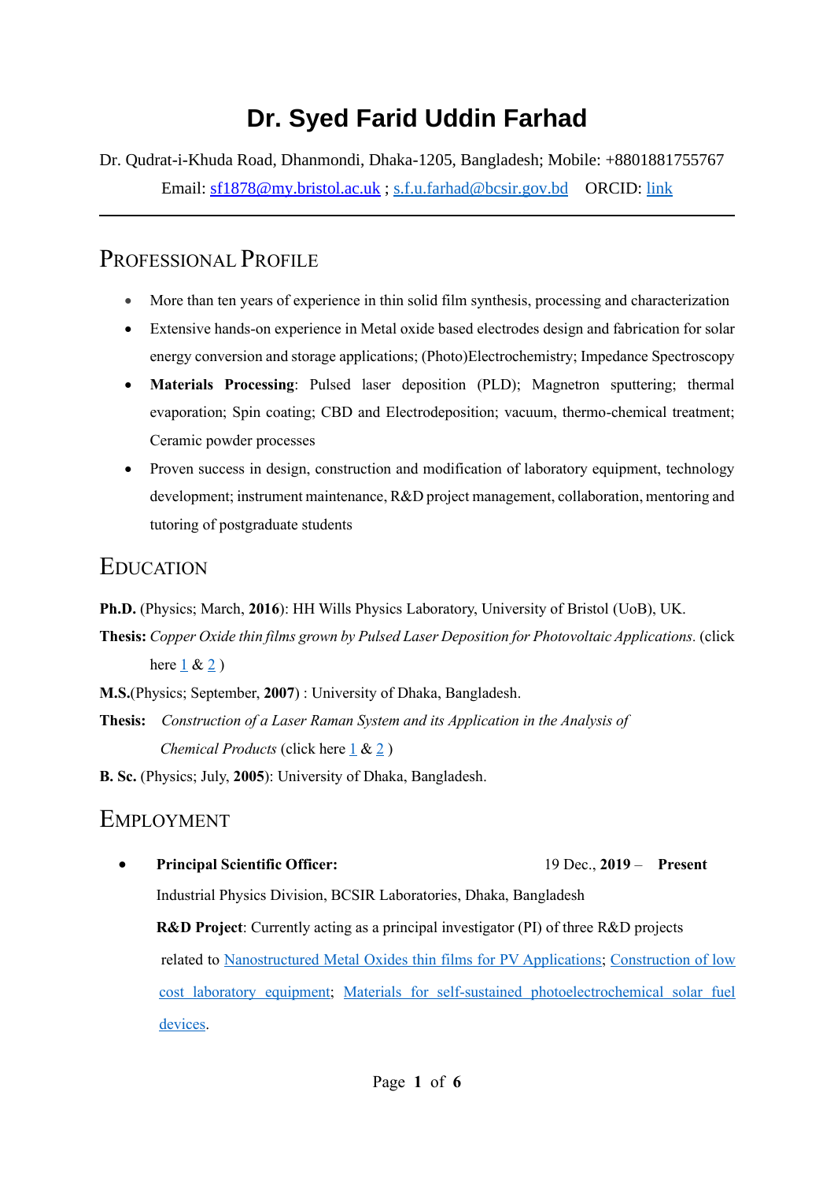# Dr. Syed Farid Uddin Farhad

Dr. Qudrat-i-Khuda Road, Dhanmondi, Dhaka-1205, Bangladesh; Mobile: +8801881755767
Email: sf1878@my.bristol.ac.uk ; s.f.u.farhad@bcsir.gov.bd ORCID: link

## Professional Profile

- More than ten years of experience in thin solid film synthesis, processing and characterization
- Extensive hands-on experience in Metal oxide based electrodes design and fabrication for solar energy conversion and storage applications; (Photo)Electrochemistry; Impedance Spectroscopy
- **Materials Processing**: Pulsed laser deposition (PLD); Magnetron sputtering; thermal evaporation; Spin coating; CBD and Electrodeposition; vacuum, thermo-chemical treatment; Ceramic powder processes
- Proven success in design, construction and modification of laboratory equipment, technology development; instrument maintenance, R&D project management, collaboration, mentoring and tutoring of postgraduate students

## Education

**Ph.D.** (Physics; March, **2016**): HH Wills Physics Laboratory, University of Bristol (UoB), UK.

**Thesis:** *Copper Oxide thin films grown by Pulsed Laser Deposition for Photovoltaic Applications.* (click here 1 & 2 )

**M.S.**(Physics; September, **2007**) : University of Dhaka, Bangladesh.

**Thesis:** *Construction of a Laser Raman System and its Application in the Analysis of Chemical Products* (click here 1 & 2 )

**B. Sc.** (Physics; July, **2005**): University of Dhaka, Bangladesh.

## Employment

- **Principal Scientific Officer:** 19 Dec., **2019** – **Present**

  Industrial Physics Division, BCSIR Laboratories, Dhaka, Bangladesh

  **R&D Project**: Currently acting as a principal investigator (PI) of three R&D projects related to Nanostructured Metal Oxides thin films for PV Applications; Construction of low cost laboratory equipment; Materials for self-sustained photoelectrochemical solar fuel devices.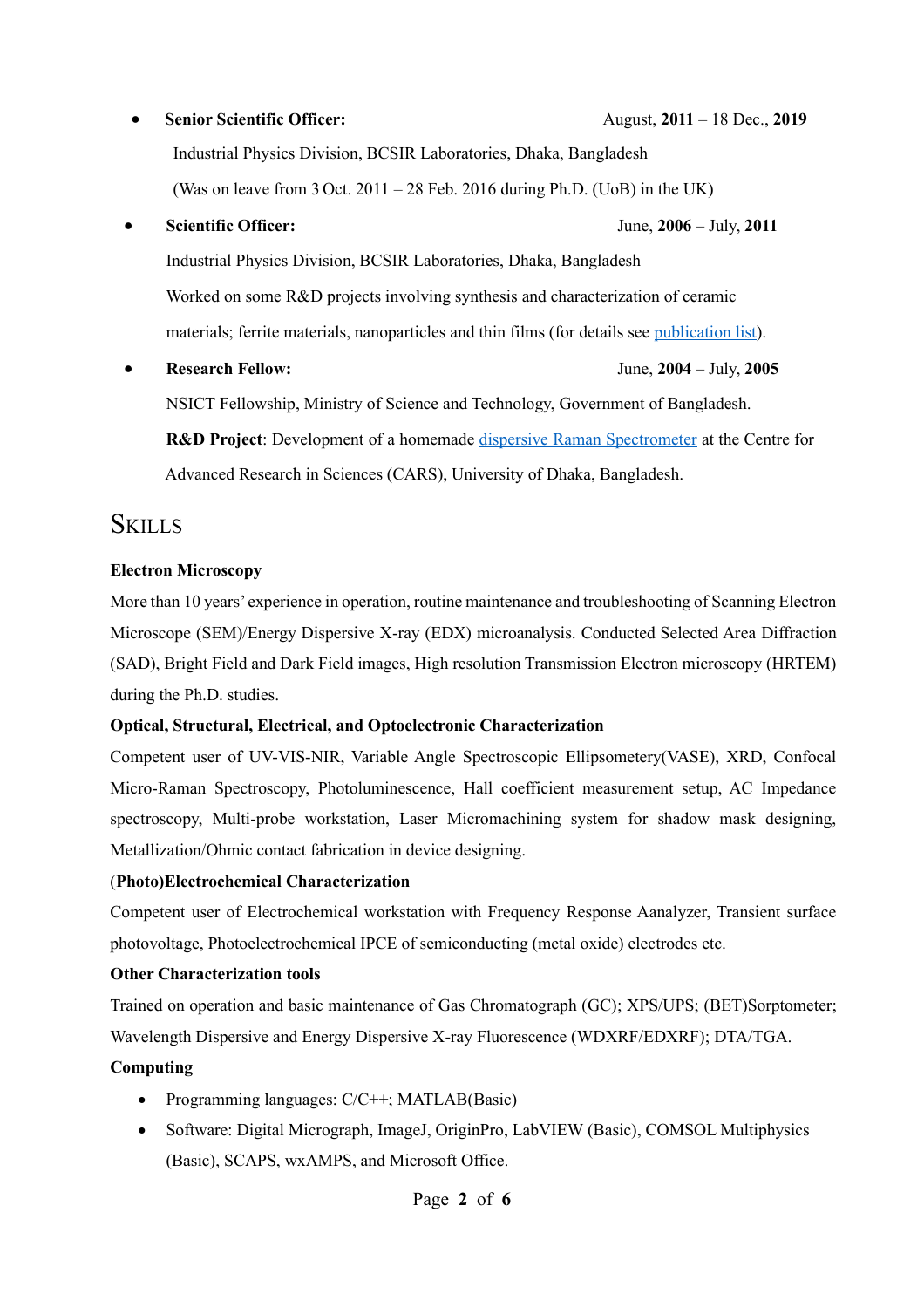- **Senior Scientific Officer:** August, **2011** – 18 Dec., **2019**

  Industrial Physics Division, BCSIR Laboratories, Dhaka, Bangladesh

  (Was on leave from 3 Oct. 2011 – 28 Feb. 2016 during Ph.D. (UoB) in the UK)

- **Scientific Officer:** June, **2006** – July, **2011**

  Industrial Physics Division, BCSIR Laboratories, Dhaka, Bangladesh

  Worked on some R&D projects involving synthesis and characterization of ceramic materials; ferrite materials, nanoparticles and thin films (for details see publication list).

- **Research Fellow:** June, **2004** – July, **2005**

  NSICT Fellowship, Ministry of Science and Technology, Government of Bangladesh.

  **R&D Project**: Development of a homemade dispersive Raman Spectrometer at the Centre for Advanced Research in Sciences (CARS), University of Dhaka, Bangladesh.

## Skills

**Electron Microscopy**

More than 10 years' experience in operation, routine maintenance and troubleshooting of Scanning Electron Microscope (SEM)/Energy Dispersive X-ray (EDX) microanalysis. Conducted Selected Area Diffraction (SAD), Bright Field and Dark Field images, High resolution Transmission Electron microscopy (HRTEM) during the Ph.D. studies.

**Optical, Structural, Electrical, and Optoelectronic Characterization**

Competent user of UV-VIS-NIR, Variable Angle Spectroscopic Ellipsometery(VASE), XRD, Confocal Micro-Raman Spectroscopy, Photoluminescence, Hall coefficient measurement setup, AC Impedance spectroscopy, Multi-probe workstation, Laser Micromachining system for shadow mask designing, Metallization/Ohmic contact fabrication in device designing.

(**Photo)Electrochemical Characterization**

Competent user of Electrochemical workstation with Frequency Response Aanalyzer, Transient surface photovoltage, Photoelectrochemical IPCE of semiconducting (metal oxide) electrodes etc.

**Other Characterization tools**

Trained on operation and basic maintenance of Gas Chromatograph (GC); XPS/UPS; (BET)Sorptometer; Wavelength Dispersive and Energy Dispersive X-ray Fluorescence (WDXRF/EDXRF); DTA/TGA.

**Computing**

- Programming languages: C/C++; MATLAB(Basic)
- Software: Digital Micrograph, ImageJ, OriginPro, LabVIEW (Basic), COMSOL Multiphysics (Basic), SCAPS, wxAMPS, and Microsoft Office.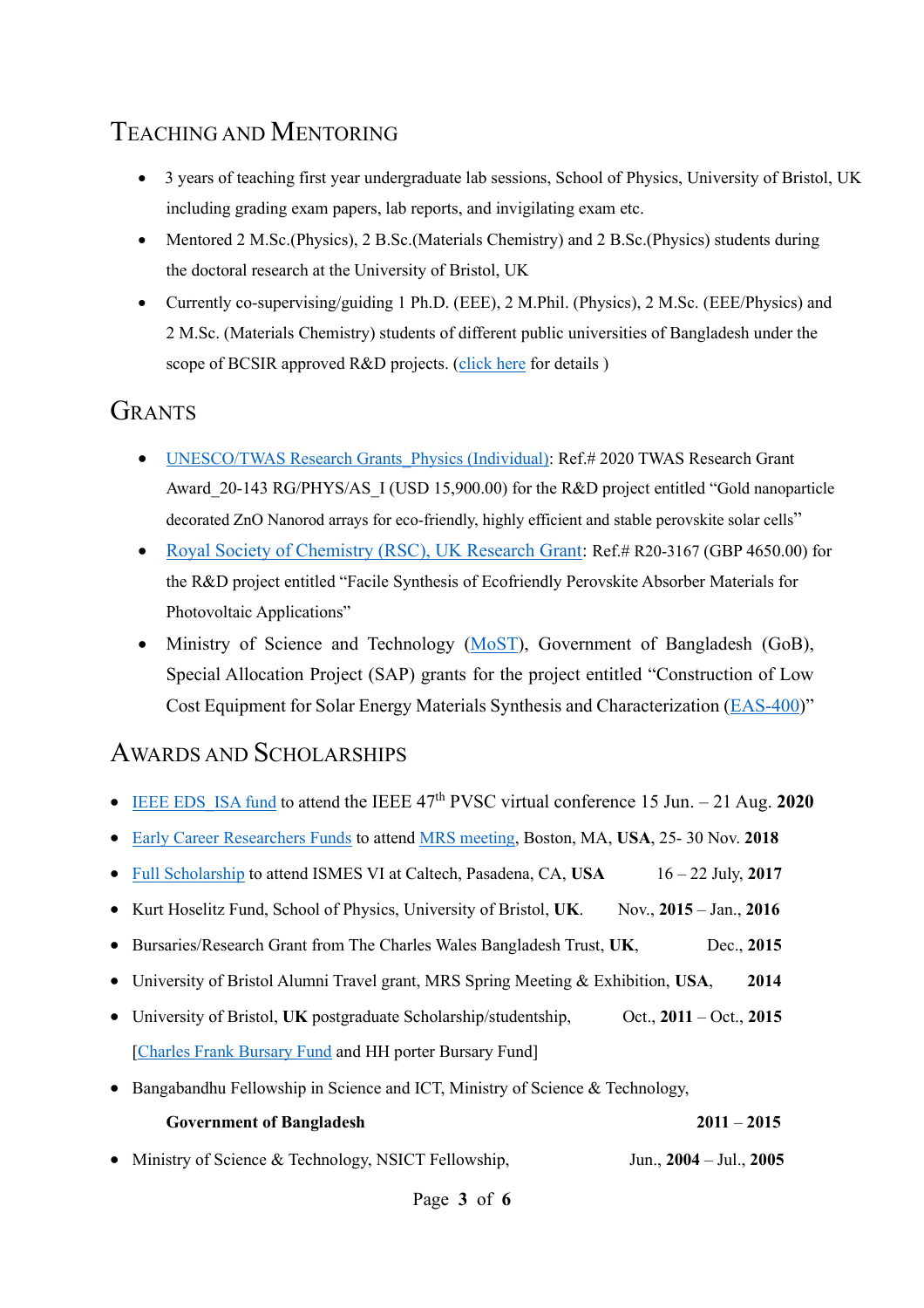## Teaching and Mentoring

- 3 years of teaching first year undergraduate lab sessions, School of Physics, University of Bristol, UK including grading exam papers, lab reports, and invigilating exam etc.
- Mentored 2 M.Sc.(Physics), 2 B.Sc.(Materials Chemistry) and 2 B.Sc.(Physics) students during the doctoral research at the University of Bristol, UK
- Currently co-supervising/guiding 1 Ph.D. (EEE), 2 M.Phil. (Physics), 2 M.Sc. (EEE/Physics) and 2 M.Sc. (Materials Chemistry) students of different public universities of Bangladesh under the scope of BCSIR approved R&D projects. (click here for details )

## Grants

- UNESCO/TWAS Research Grants_Physics (Individual): Ref.# 2020 TWAS Research Grant Award_20-143 RG/PHYS/AS_I (USD 15,900.00) for the R&D project entitled "Gold nanoparticle decorated ZnO Nanorod arrays for eco-friendly, highly efficient and stable perovskite solar cells"
- Royal Society of Chemistry (RSC), UK Research Grant: Ref.# R20-3167 (GBP 4650.00) for the R&D project entitled "Facile Synthesis of Ecofriendly Perovskite Absorber Materials for Photovoltaic Applications"
- Ministry of Science and Technology (MoST), Government of Bangladesh (GoB), Special Allocation Project (SAP) grants for the project entitled "Construction of Low Cost Equipment for Solar Energy Materials Synthesis and Characterization (EAS-400)"

## Awards and Scholarships

- IEEE EDS_ISA fund to attend the IEEE 47th PVSC virtual conference 15 Jun. – 21 Aug. **2020**
- Early Career Researchers Funds to attend MRS meeting, Boston, MA, **USA**, 25- 30 Nov. **2018**
- Full Scholarship to attend ISMES VI at Caltech, Pasadena, CA, **USA** 16 – 22 July, **2017**
- Kurt Hoselitz Fund, School of Physics, University of Bristol, **UK**. Nov., **2015** – Jan., **2016**
- Bursaries/Research Grant from The Charles Wales Bangladesh Trust, **UK**, Dec., **2015**
- University of Bristol Alumni Travel grant, MRS Spring Meeting & Exhibition, **USA**, **2014**
- University of Bristol, **UK** postgraduate Scholarship/studentship, Oct., **2011** – Oct., **2015**
  [Charles Frank Bursary Fund and HH porter Bursary Fund]
- Bangabandhu Fellowship in Science and ICT, Ministry of Science & Technology,
  **Government of Bangladesh** **2011** – **2015**
- Ministry of Science & Technology, NSICT Fellowship, Jun., **2004** – Jul., **2005**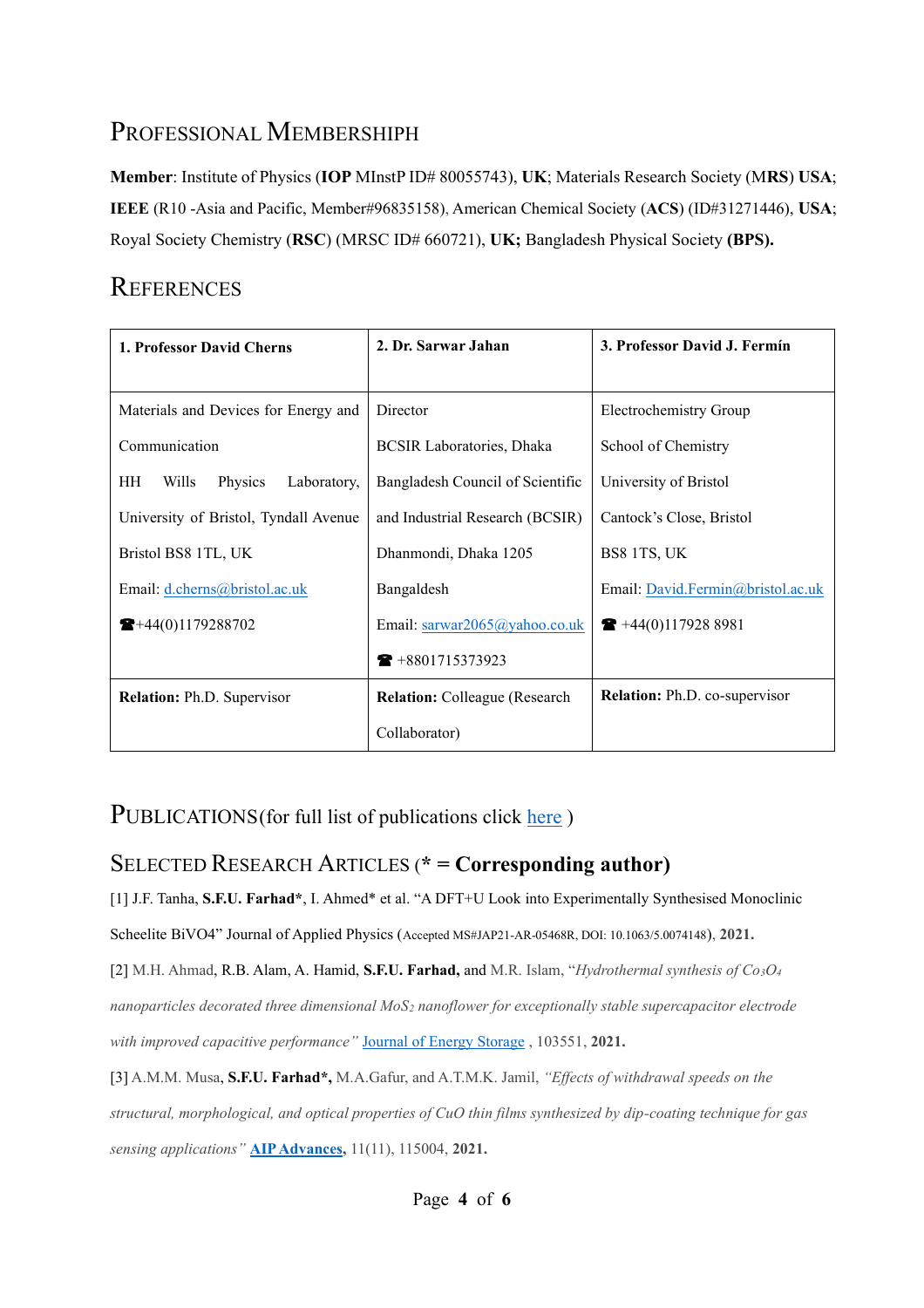## Professional Membershiph

**Member**: Institute of Physics (**IOP** MInstP ID# 80055743), **UK**; Materials Research Society (M**RS**) **USA**; **IEEE** (R10 -Asia and Pacific, Member#96835158), American Chemical Society (**ACS**) (ID#31271446), **USA**; Royal Society Chemistry (**RSC**) (MRSC ID# 660721), **UK;** Bangladesh Physical Society **(BPS).**

## References

| **1. Professor David Cherns** | **2. Dr. Sarwar Jahan** | **3. Professor David J. Fermín** |
|---|---|---|
| Materials and Devices for Energy and Communication<br>HH Wills Physics Laboratory, University of Bristol, Tyndall Avenue<br>Bristol BS8 1TL, UK<br>Email: d.cherns@bristol.ac.uk<br>☎+44(0)1179288702 | Director<br>BCSIR Laboratories, Dhaka<br>Bangladesh Council of Scientific and Industrial Research (BCSIR)<br>Dhanmondi, Dhaka 1205<br>Bangaldesh<br>Email: sarwar2065@yahoo.co.uk<br>☎ +8801715373923 | Electrochemistry Group<br>School of Chemistry<br>University of Bristol<br>Cantock's Close, Bristol<br>BS8 1TS, UK<br>Email: David.Fermin@bristol.ac.uk<br>☎ +44(0)117928 8981 |
| **Relation:** Ph.D. Supervisor | **Relation:** Colleague (Research Collaborator) | **Relation:** Ph.D. co-supervisor |

## Publications(for full list of publications click here )

### Selected Research Articles (* = Corresponding author)

[1] J.F. Tanha, **S.F.U. Farhad***, I. Ahmed* et al. "A DFT+U Look into Experimentally Synthesised Monoclinic Scheelite BiVO4" Journal of Applied Physics (Accepted MS#JAP21-AR-05468R, DOI: 10.1063/5.0074148), **2021.**

[2] M.H. Ahmad, R.B. Alam, A. Hamid, **S.F.U. Farhad,** and M.R. Islam, "*Hydrothermal synthesis of $Co_3O_4$ nanoparticles decorated three dimensional $MoS_2$ nanoflower for exceptionally stable supercapacitor electrode with improved capacitive performance*" Journal of Energy Storage , 103551, **2021.**

[3] A.M.M. Musa, **S.F.U. Farhad*,** M.A.Gafur, and A.T.M.K. Jamil, *"Effects of withdrawal speeds on the structural, morphological, and optical properties of CuO thin films synthesized by dip-coating technique for gas sensing applications"* **AIP Advances,** 11(11), 115004, **2021.**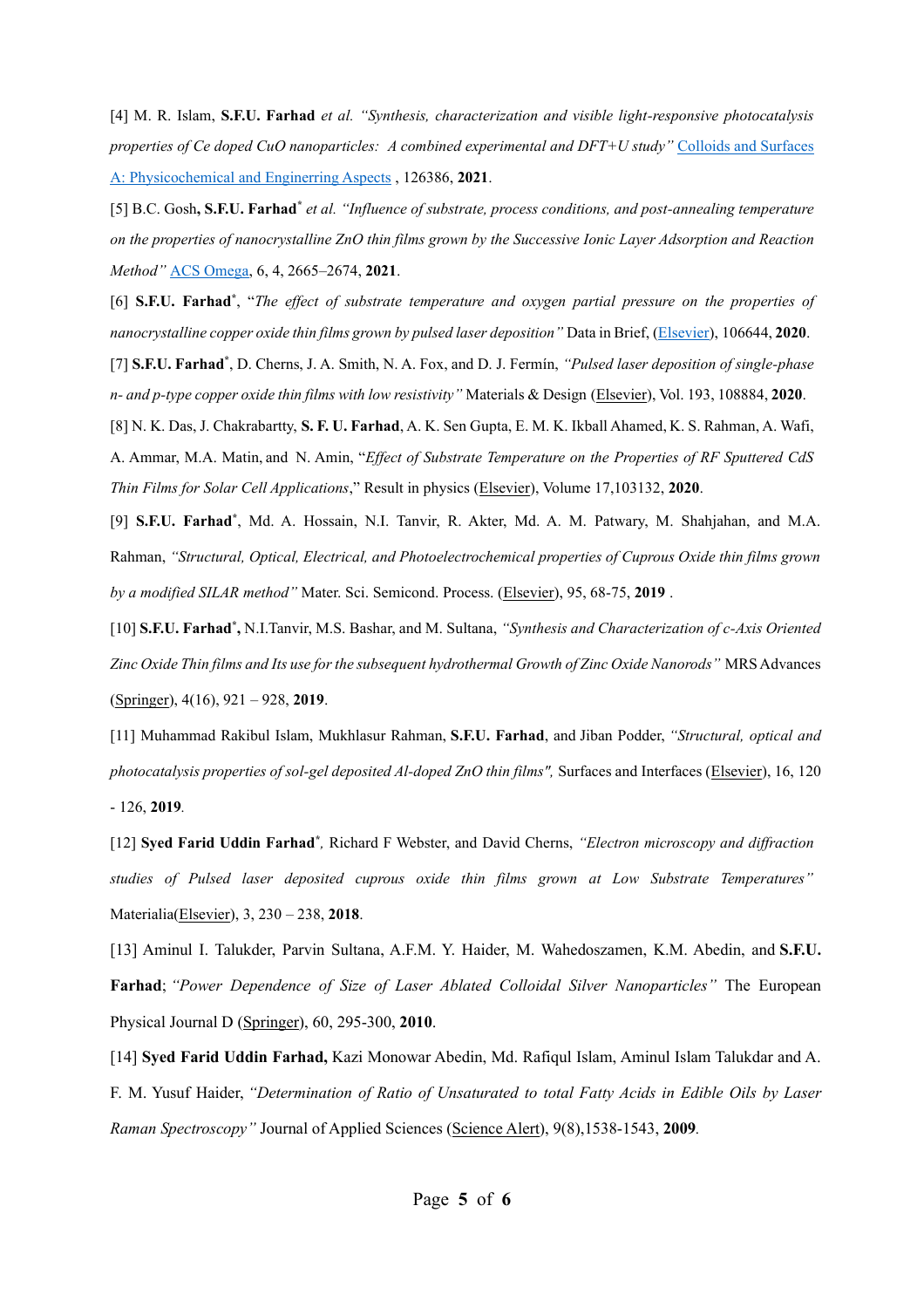[4] M. R. Islam, **S.F.U. Farhad** *et al.* *"Synthesis, characterization and visible light-responsive photocatalysis properties of Ce doped CuO nanoparticles: A combined experimental and DFT+U study"* Colloids and Surfaces A: Physicochemical and Enginerring Aspects , 126386, **2021**.

[5] B.C. Gosh**, S.F.U. Farhad*** *et al.* *"Influence of substrate, process conditions, and post-annealing temperature on the properties of nanocrystalline ZnO thin films grown by the Successive Ionic Layer Adsorption and Reaction Method"* ACS Omega, 6, 4, 2665–2674, **2021**.

[6] **S.F.U. Farhad***, "*The effect of substrate temperature and oxygen partial pressure on the properties of nanocrystalline copper oxide thin films grown by pulsed laser deposition"* Data in Brief, (Elsevier), 106644, **2020**.

[7] **S.F.U. Farhad***, D. Cherns, J. A. Smith, N. A. Fox, and D. J. Fermín, *"Pulsed laser deposition of single-phase n- and p-type copper oxide thin films with low resistivity"* Materials & Design (Elsevier), Vol. 193, 108884, **2020**.

[8] N. K. Das, J. Chakrabartty, **S. F. U. Farhad**, A. K. Sen Gupta, E. M. K. Ikball Ahamed, K. S. Rahman, A. Wafi, A. Ammar, M.A. Matin, and N. Amin, "*Effect of Substrate Temperature on the Properties of RF Sputtered CdS Thin Films for Solar Cell Applications*," Result in physics (Elsevier), Volume 17,103132, **2020**.

[9] **S.F.U. Farhad***, Md. A. Hossain, N.I. Tanvir, R. Akter, Md. A. M. Patwary, M. Shahjahan, and M.A. Rahman, *"Structural, Optical, Electrical, and Photoelectrochemical properties of Cuprous Oxide thin films grown by a modified SILAR method"* Mater. Sci. Semicond. Process. (Elsevier), 95, 68-75, **2019** .

[10] **S.F.U. Farhad*,** N.I.Tanvir, M.S. Bashar, and M. Sultana, *"Synthesis and Characterization of c-Axis Oriented Zinc Oxide Thin films and Its use for the subsequent hydrothermal Growth of Zinc Oxide Nanorods"* MRS Advances (Springer), 4(16), 921 – 928, **2019**.

[11] Muhammad Rakibul Islam, Mukhlasur Rahman, **S.F.U. Farhad**, and Jiban Podder, *"Structural, optical and photocatalysis properties of sol-gel deposited Al-doped ZnO thin films",* Surfaces and Interfaces (Elsevier), 16, 120 - 126, **2019**.

[12] **Syed Farid Uddin Farhad***, Richard F Webster, and David Cherns, *"Electron microscopy and diffraction studies of Pulsed laser deposited cuprous oxide thin films grown at Low Substrate Temperatures"* Materialia(Elsevier), 3, 230 – 238, **2018**.

[13] Aminul I. Talukder, Parvin Sultana, A.F.M. Y. Haider, M. Wahedoszamen, K.M. Abedin, and **S.F.U. Farhad**; *"Power Dependence of Size of Laser Ablated Colloidal Silver Nanoparticles"* The European Physical Journal D (Springer), 60, 295-300, **2010**.

[14] **Syed Farid Uddin Farhad,** Kazi Monowar Abedin, Md. Rafiqul Islam, Aminul Islam Talukdar and A. F. M. Yusuf Haider, *"Determination of Ratio of Unsaturated to total Fatty Acids in Edible Oils by Laser Raman Spectroscopy"* Journal of Applied Sciences (Science Alert), 9(8),1538-1543, **2009**.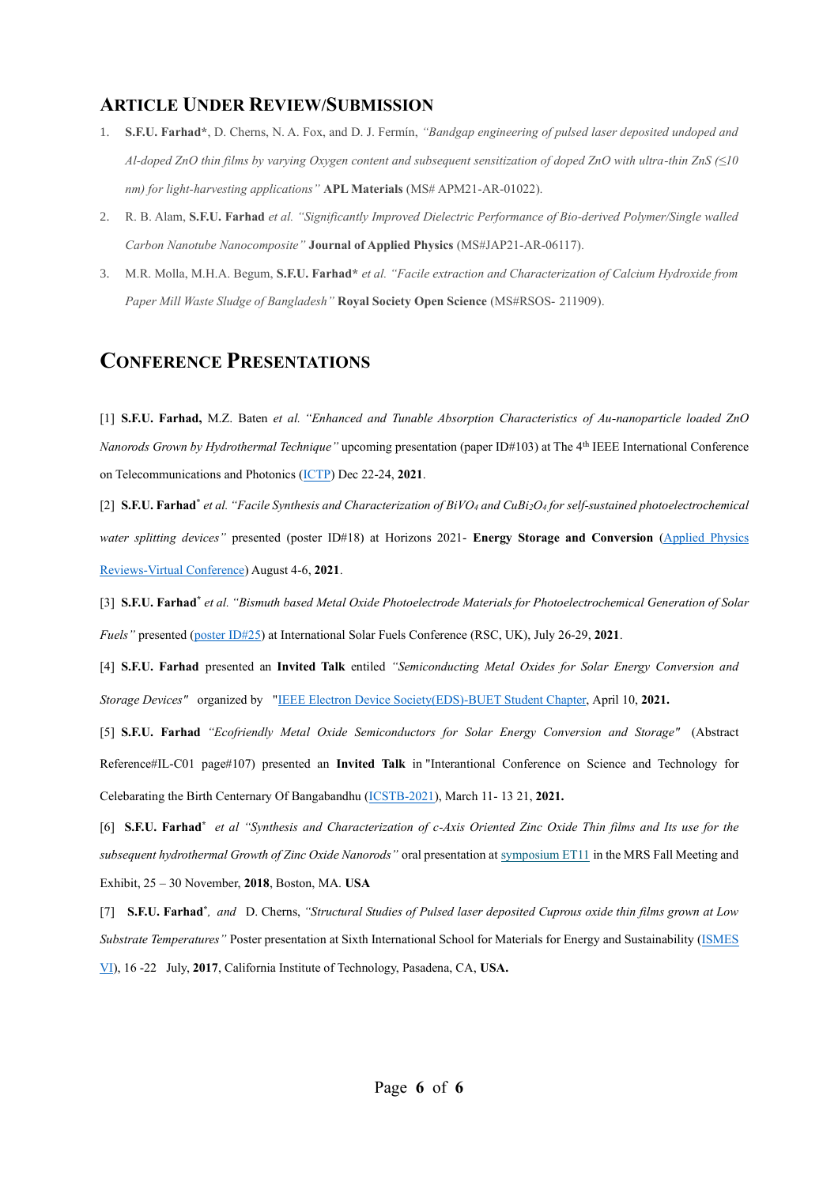## ARTICLE UNDER REVIEW/SUBMISSION

1. **S.F.U. Farhad***, D. Cherns, N. A. Fox, and D. J. Fermín, *"Bandgap engineering of pulsed laser deposited undoped and Al-doped ZnO thin films by varying Oxygen content and subsequent sensitization of doped ZnO with ultra-thin ZnS (≤10 nm) for light-harvesting applications"* **APL Materials** (MS# APM21-AR-01022).
2. R. B. Alam, **S.F.U. Farhad** *et al. "Significantly Improved Dielectric Performance of Bio-derived Polymer/Single walled Carbon Nanotube Nanocomposite"* **Journal of Applied Physics** (MS#JAP21-AR-06117).
3. M.R. Molla, M.H.A. Begum, **S.F.U. Farhad*** *et al. "Facile extraction and Characterization of Calcium Hydroxide from Paper Mill Waste Sludge of Bangladesh"* **Royal Society Open Science** (MS#RSOS- 211909).

## CONFERENCE PRESENTATIONS

[1] **S.F.U. Farhad,** M.Z. Baten *et al. "Enhanced and Tunable Absorption Characteristics of Au-nanoparticle loaded ZnO Nanorods Grown by Hydrothermal Technique"* upcoming presentation (paper ID#103) at The 4th IEEE International Conference on Telecommunications and Photonics (ICTP) Dec 22-24, **2021**.

[2] **S.F.U. Farhad*** *et al. "Facile Synthesis and Characterization of $BiVO_4$ and $CuBi_2O_4$ for self-sustained photoelectrochemical water splitting devices"* presented (poster ID#18) at Horizons 2021- **Energy Storage and Conversion** (Applied Physics Reviews-Virtual Conference) August 4-6, **2021**.

[3] **S.F.U. Farhad*** *et al. "Bismuth based Metal Oxide Photoelectrode Materials for Photoelectrochemical Generation of Solar Fuels"* presented (poster ID#25) at International Solar Fuels Conference (RSC, UK), July 26-29, **2021**.

[4] **S.F.U. Farhad** presented an **Invited Talk** entiled *"Semiconducting Metal Oxides for Solar Energy Conversion and Storage Devices"* organized by "IEEE Electron Device Society(EDS)-BUET Student Chapter, April 10, **2021.**

[5] **S.F.U. Farhad** *"Ecofriendly Metal Oxide Semiconductors for Solar Energy Conversion and Storage"* (Abstract Reference#IL-C01 page#107) presented an **Invited Talk** in "Interantional Conference on Science and Technology for Celebarating the Birth Centernary Of Bangabandhu (ICSTB-2021), March 11- 13 21, **2021.**

[6] **S.F.U. Farhad*** *et al "Synthesis and Characterization of c-Axis Oriented Zinc Oxide Thin films and Its use for the subsequent hydrothermal Growth of Zinc Oxide Nanorods"* oral presentation at symposium ET11 in the MRS Fall Meeting and Exhibit, 25 – 30 November, **2018**, Boston, MA. **USA**

[7] **S.F.U. Farhad***, *and* D. Cherns, *"Structural Studies of Pulsed laser deposited Cuprous oxide thin films grown at Low Substrate Temperatures"* Poster presentation at Sixth International School for Materials for Energy and Sustainability (ISMES VI), 16 -22 July, **2017**, California Institute of Technology, Pasadena, CA, **USA.**